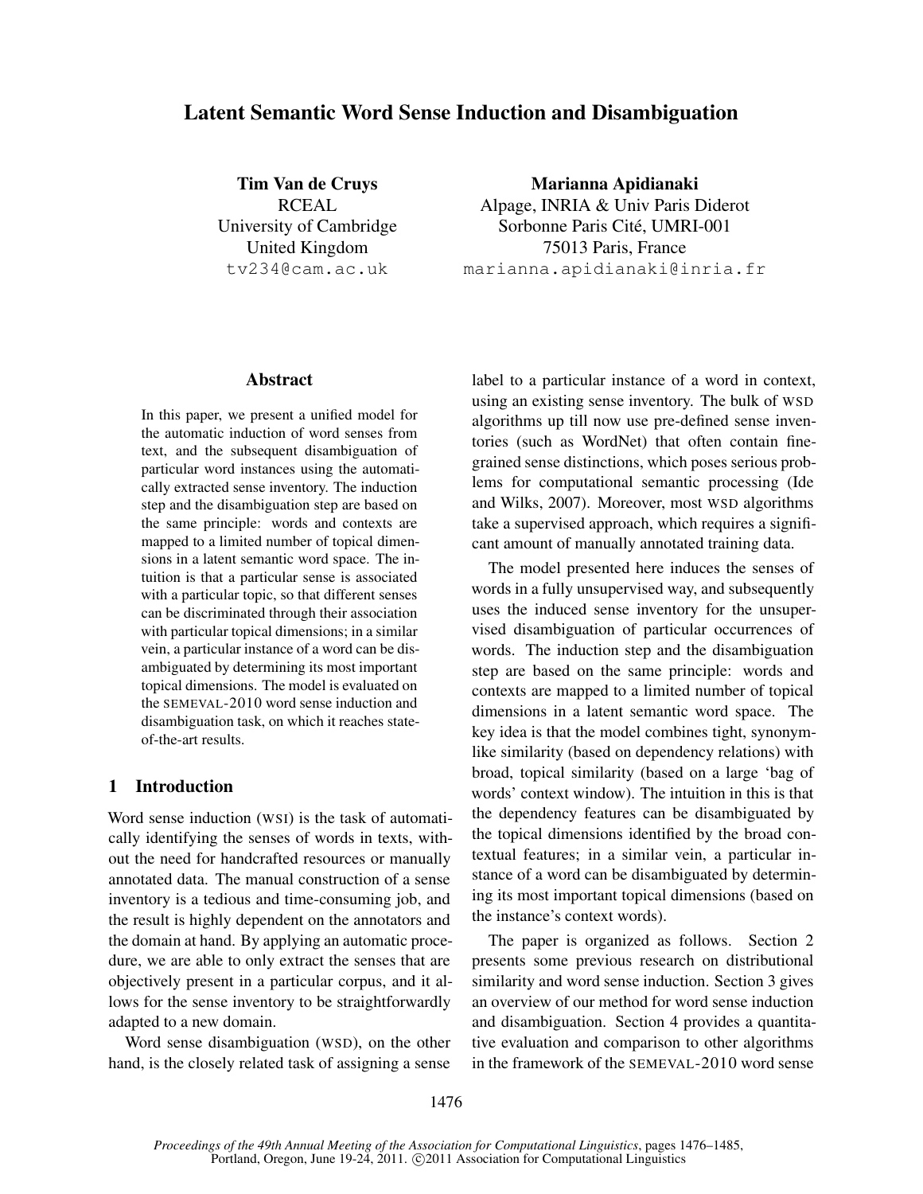# Latent Semantic Word Sense Induction and Disambiguation

**Tim Van de Cruys**
RCEAL
University of Cambridge
United Kingdom
tv234@cam.ac.uk

**Marianna Apidianaki**
Alpage, INRIA & Univ Paris Diderot
Sorbonne Paris Cité, UMRI-001
75013 Paris, France
marianna.apidianaki@inria.fr

## Abstract

In this paper, we present a unified model for the automatic induction of word senses from text, and the subsequent disambiguation of particular word instances using the automatically extracted sense inventory. The induction step and the disambiguation step are based on the same principle: words and contexts are mapped to a limited number of topical dimensions in a latent semantic word space. The intuition is that a particular sense is associated with a particular topic, so that different senses can be discriminated through their association with particular topical dimensions; in a similar vein, a particular instance of a word can be disambiguated by determining its most important topical dimensions. The model is evaluated on the SEMEVAL-2010 word sense induction and disambiguation task, on which it reaches state-of-the-art results.

## 1 Introduction

Word sense induction (WSI) is the task of automatically identifying the senses of words in texts, without the need for handcrafted resources or manually annotated data. The manual construction of a sense inventory is a tedious and time-consuming job, and the result is highly dependent on the annotators and the domain at hand. By applying an automatic procedure, we are able to only extract the senses that are objectively present in a particular corpus, and it allows for the sense inventory to be straightforwardly adapted to a new domain.

Word sense disambiguation (WSD), on the other hand, is the closely related task of assigning a sense label to a particular instance of a word in context, using an existing sense inventory. The bulk of WSD algorithms up till now use pre-defined sense inventories (such as WordNet) that often contain fine-grained sense distinctions, which poses serious problems for computational semantic processing (Ide and Wilks, 2007). Moreover, most WSD algorithms take a supervised approach, which requires a significant amount of manually annotated training data.

The model presented here induces the senses of words in a fully unsupervised way, and subsequently uses the induced sense inventory for the unsupervised disambiguation of particular occurrences of words. The induction step and the disambiguation step are based on the same principle: words and contexts are mapped to a limited number of topical dimensions in a latent semantic word space. The key idea is that the model combines tight, synonym-like similarity (based on dependency relations) with broad, topical similarity (based on a large 'bag of words' context window). The intuition in this is that the dependency features can be disambiguated by the topical dimensions identified by the broad contextual features; in a similar vein, a particular instance of a word can be disambiguated by determining its most important topical dimensions (based on the instance's context words).

The paper is organized as follows. Section 2 presents some previous research on distributional similarity and word sense induction. Section 3 gives an overview of our method for word sense induction and disambiguation. Section 4 provides a quantitative evaluation and comparison to other algorithms in the framework of the SEMEVAL-2010 word sense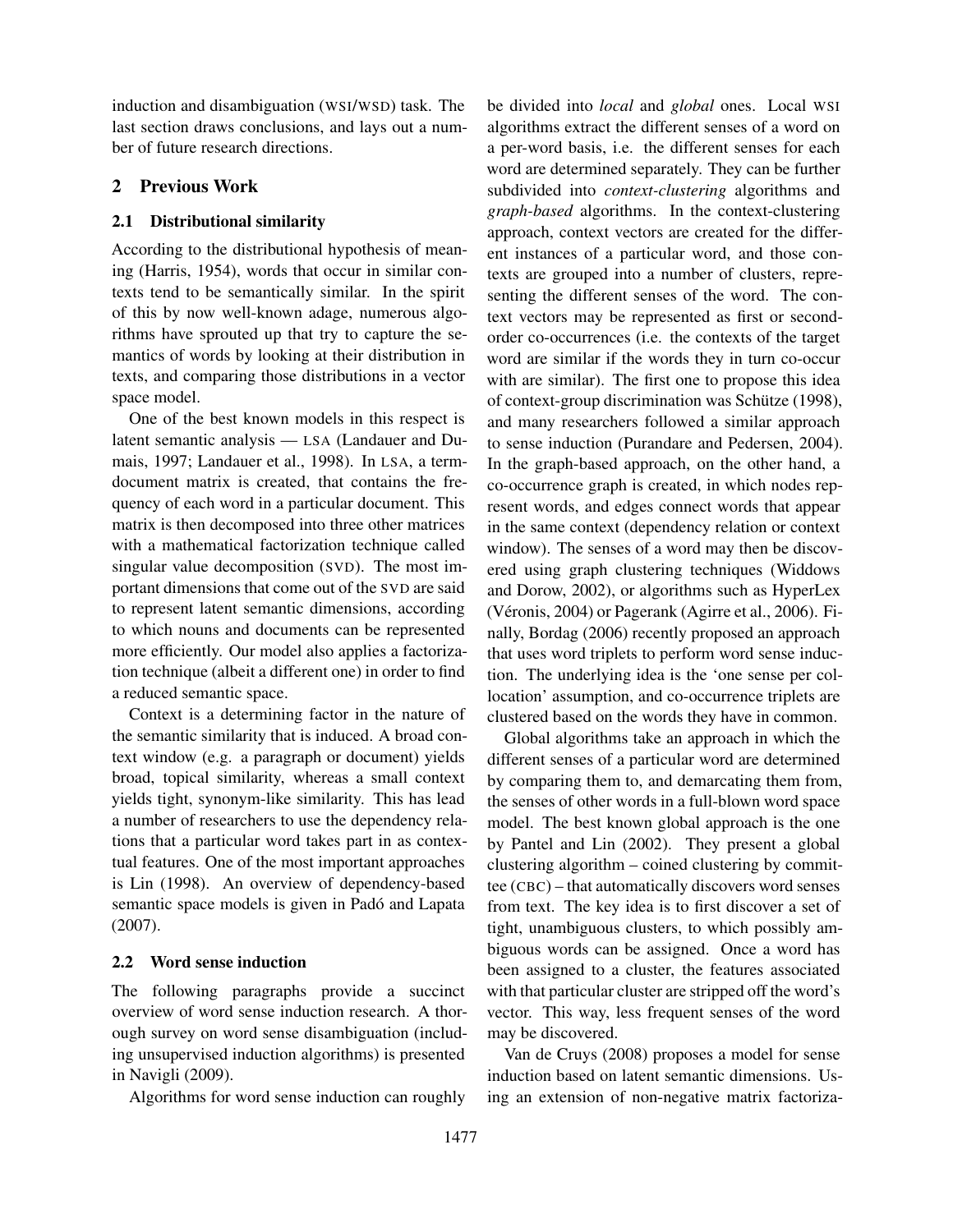induction and disambiguation (WSI/WSD) task. The last section draws conclusions, and lays out a number of future research directions.

## 2 Previous Work

### 2.1 Distributional similarity

According to the distributional hypothesis of meaning (Harris, 1954), words that occur in similar contexts tend to be semantically similar. In the spirit of this by now well-known adage, numerous algorithms have sprouted up that try to capture the semantics of words by looking at their distribution in texts, and comparing those distributions in a vector space model.

One of the best known models in this respect is latent semantic analysis — LSA (Landauer and Dumais, 1997; Landauer et al., 1998). In LSA, a term-document matrix is created, that contains the frequency of each word in a particular document. This matrix is then decomposed into three other matrices with a mathematical factorization technique called singular value decomposition (SVD). The most important dimensions that come out of the SVD are said to represent latent semantic dimensions, according to which nouns and documents can be represented more efficiently. Our model also applies a factorization technique (albeit a different one) in order to find a reduced semantic space.

Context is a determining factor in the nature of the semantic similarity that is induced. A broad context window (e.g. a paragraph or document) yields broad, topical similarity, whereas a small context yields tight, synonym-like similarity. This has lead a number of researchers to use the dependency relations that a particular word takes part in as contextual features. One of the most important approaches is Lin (1998). An overview of dependency-based semantic space models is given in Padó and Lapata (2007).

### 2.2 Word sense induction

The following paragraphs provide a succinct overview of word sense induction research. A thorough survey on word sense disambiguation (including unsupervised induction algorithms) is presented in Navigli (2009).

Algorithms for word sense induction can roughly be divided into *local* and *global* ones. Local WSI algorithms extract the different senses of a word on a per-word basis, i.e. the different senses for each word are determined separately. They can be further subdivided into *context-clustering* algorithms and *graph-based* algorithms. In the context-clustering approach, context vectors are created for the different instances of a particular word, and those contexts are grouped into a number of clusters, representing the different senses of the word. The context vectors may be represented as first or second-order co-occurrences (i.e. the contexts of the target word are similar if the words they in turn co-occur with are similar). The first one to propose this idea of context-group discrimination was Schütze (1998), and many researchers followed a similar approach to sense induction (Purandare and Pedersen, 2004). In the graph-based approach, on the other hand, a co-occurrence graph is created, in which nodes represent words, and edges connect words that appear in the same context (dependency relation or context window). The senses of a word may then be discovered using graph clustering techniques (Widdows and Dorow, 2002), or algorithms such as HyperLex (Véronis, 2004) or Pagerank (Agirre et al., 2006). Finally, Bordag (2006) recently proposed an approach that uses word triplets to perform word sense induction. The underlying idea is the 'one sense per collocation' assumption, and co-occurrence triplets are clustered based on the words they have in common.

Global algorithms take an approach in which the different senses of a particular word are determined by comparing them to, and demarcating them from, the senses of other words in a full-blown word space model. The best known global approach is the one by Pantel and Lin (2002). They present a global clustering algorithm – coined clustering by committee (CBC) – that automatically discovers word senses from text. The key idea is to first discover a set of tight, unambiguous clusters, to which possibly ambiguous words can be assigned. Once a word has been assigned to a cluster, the features associated with that particular cluster are stripped off the word's vector. This way, less frequent senses of the word may be discovered.

Van de Cruys (2008) proposes a model for sense induction based on latent semantic dimensions. Using an extension of non-negative matrix factoriza-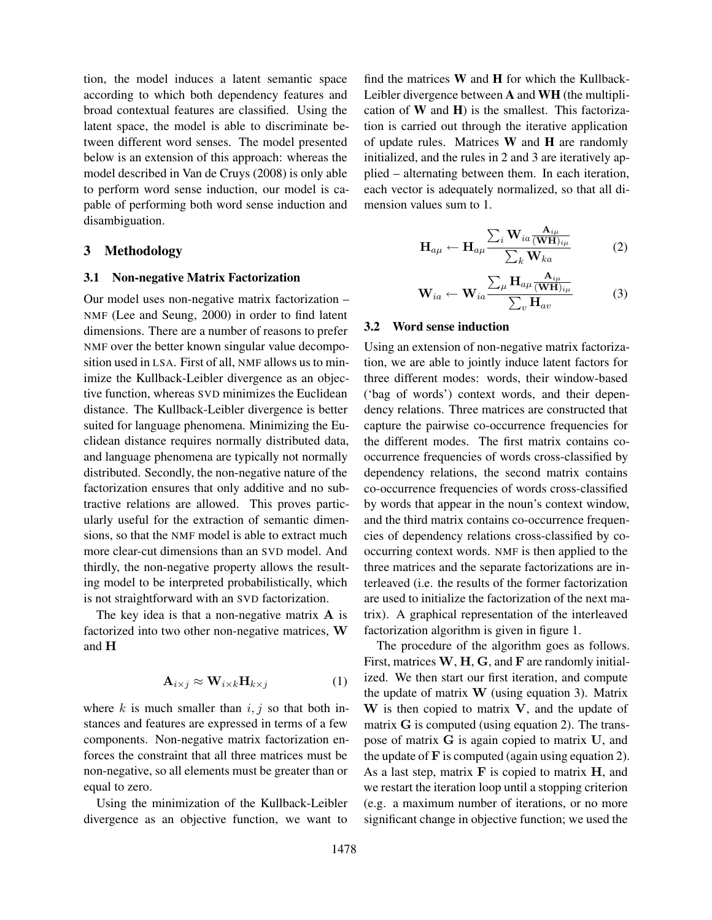tion, the model induces a latent semantic space according to which both dependency features and broad contextual features are classified. Using the latent space, the model is able to discriminate between different word senses. The model presented below is an extension of this approach: whereas the model described in Van de Cruys (2008) is only able to perform word sense induction, our model is capable of performing both word sense induction and disambiguation.

## 3 Methodology

### 3.1 Non-negative Matrix Factorization

Our model uses non-negative matrix factorization – NMF (Lee and Seung, 2000) in order to find latent dimensions. There are a number of reasons to prefer NMF over the better known singular value decomposition used in LSA. First of all, NMF allows us to minimize the Kullback-Leibler divergence as an objective function, whereas SVD minimizes the Euclidean distance. The Kullback-Leibler divergence is better suited for language phenomena. Minimizing the Euclidean distance requires normally distributed data, and language phenomena are typically not normally distributed. Secondly, the non-negative nature of the factorization ensures that only additive and no subtractive relations are allowed. This proves particularly useful for the extraction of semantic dimensions, so that the NMF model is able to extract much more clear-cut dimensions than an SVD model. And thirdly, the non-negative property allows the resulting model to be interpreted probabilistically, which is not straightforward with an SVD factorization.

The key idea is that a non-negative matrix $\mathbf{A}$ is factorized into two other non-negative matrices, $\mathbf{W}$ and $\mathbf{H}$

$$\mathbf{A}_{i \times j} \approx \mathbf{W}_{i \times k} \mathbf{H}_{k \times j} \tag{1}$$

where $k$ is much smaller than $i, j$ so that both instances and features are expressed in terms of a few components. Non-negative matrix factorization enforces the constraint that all three matrices must be non-negative, so all elements must be greater than or equal to zero.

Using the minimization of the Kullback-Leibler divergence as an objective function, we want to find the matrices $\mathbf{W}$ and $\mathbf{H}$ for which the Kullback-Leibler divergence between $\mathbf{A}$ and $\mathbf{WH}$ (the multiplication of $\mathbf{W}$ and $\mathbf{H}$) is the smallest. This factorization is carried out through the iterative application of update rules. Matrices $\mathbf{W}$ and $\mathbf{H}$ are randomly initialized, and the rules in 2 and 3 are iteratively applied – alternating between them. In each iteration, each vector is adequately normalized, so that all dimension values sum to 1.

$$\mathbf{H}_{a\mu} \leftarrow \mathbf{H}_{a\mu} \frac{\sum_i \mathbf{W}_{ia} \frac{\mathbf{A}_{i\mu}}{(\mathbf{WH})_{i\mu}}}{\sum_k \mathbf{W}_{ka}} \tag{2}$$

$$\mathbf{W}_{ia} \leftarrow \mathbf{W}_{ia} \frac{\sum_\mu \mathbf{H}_{a\mu} \frac{\mathbf{A}_{i\mu}}{(\mathbf{WH})_{i\mu}}}{\sum_v \mathbf{H}_{av}} \tag{3}$$

### 3.2 Word sense induction

Using an extension of non-negative matrix factorization, we are able to jointly induce latent factors for three different modes: words, their window-based ('bag of words') context words, and their dependency relations. Three matrices are constructed that capture the pairwise co-occurrence frequencies for the different modes. The first matrix contains co-occurrence frequencies of words cross-classified by dependency relations, the second matrix contains co-occurrence frequencies of words cross-classified by words that appear in the noun's context window, and the third matrix contains co-occurrence frequencies of dependency relations cross-classified by co-occurring context words. NMF is then applied to the three matrices and the separate factorizations are interleaved (i.e. the results of the former factorization are used to initialize the factorization of the next matrix). A graphical representation of the interleaved factorization algorithm is given in figure 1.

The procedure of the algorithm goes as follows. First, matrices $\mathbf{W}$, $\mathbf{H}$, $\mathbf{G}$, and $\mathbf{F}$ are randomly initialized. We then start our first iteration, and compute the update of matrix $\mathbf{W}$ (using equation 3). Matrix $\mathbf{W}$ is then copied to matrix $\mathbf{V}$, and the update of matrix $\mathbf{G}$ is computed (using equation 2). The transpose of matrix $\mathbf{G}$ is again copied to matrix $\mathbf{U}$, and the update of $\mathbf{F}$ is computed (again using equation 2). As a last step, matrix $\mathbf{F}$ is copied to matrix $\mathbf{H}$, and we restart the iteration loop until a stopping criterion (e.g. a maximum number of iterations, or no more significant change in objective function; we used the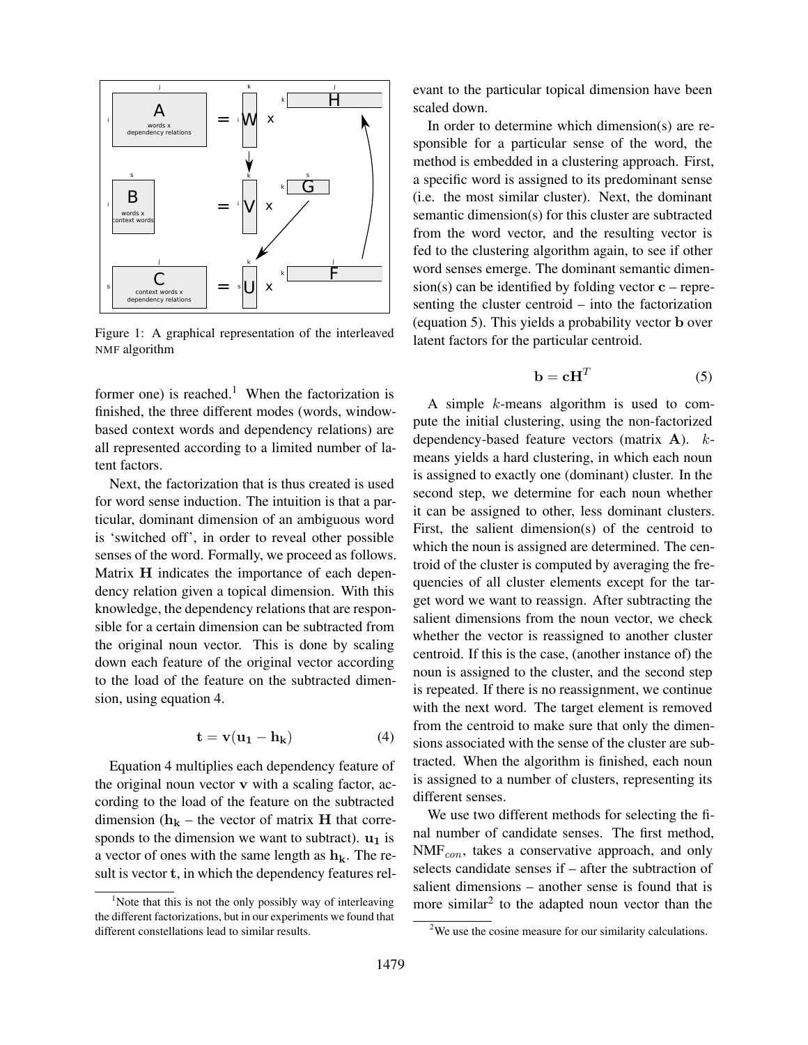Figure 1: A graphical representation of the interleaved NMF algorithm

former one) is reached.[1] When the factorization is finished, the three different modes (words, window-based context words and dependency relations) are all represented according to a limited number of latent factors.

Next, the factorization that is thus created is used for word sense induction. The intuition is that a particular, dominant dimension of an ambiguous word is 'switched off', in order to reveal other possible senses of the word. Formally, we proceed as follows. Matrix $\mathbf{H}$ indicates the importance of each dependency relation given a topical dimension. With this knowledge, the dependency relations that are responsible for a certain dimension can be subtracted from the original noun vector. This is done by scaling down each feature of the original vector according to the load of the feature on the subtracted dimension, using equation 4.

$$\mathbf{t} = \mathbf{v}(\mathbf{u_1} - \mathbf{h_k}) \tag{4}$$

Equation 4 multiplies each dependency feature of the original noun vector $\mathbf{v}$ with a scaling factor, according to the load of the feature on the subtracted dimension ($\mathbf{h_k}$ – the vector of matrix $\mathbf{H}$ that corresponds to the dimension we want to subtract). $\mathbf{u_1}$ is a vector of ones with the same length as $\mathbf{h_k}$. The result is vector $\mathbf{t}$, in which the dependency features relevant to the particular topical dimension have been scaled down.

In order to determine which dimension(s) are responsible for a particular sense of the word, the method is embedded in a clustering approach. First, a specific word is assigned to its predominant sense (i.e. the most similar cluster). Next, the dominant semantic dimension(s) for this cluster are subtracted from the word vector, and the resulting vector is fed to the clustering algorithm again, to see if other word senses emerge. The dominant semantic dimension(s) can be identified by folding vector $\mathbf{c}$ – representing the cluster centroid – into the factorization (equation 5). This yields a probability vector $\mathbf{b}$ over latent factors for the particular centroid.

$$\mathbf{b} = \mathbf{c}\mathbf{H}^T \tag{5}$$

A simple $k$-means algorithm is used to compute the initial clustering, using the non-factorized dependency-based feature vectors (matrix $\mathbf{A}$). $k$-means yields a hard clustering, in which each noun is assigned to exactly one (dominant) cluster. In the second step, we determine for each noun whether it can be assigned to other, less dominant clusters. First, the salient dimension(s) of the centroid to which the noun is assigned are determined. The centroid of the cluster is computed by averaging the frequencies of all cluster elements except for the target word we want to reassign. After subtracting the salient dimensions from the noun vector, we check whether the vector is reassigned to another cluster centroid. If this is the case, (another instance of) the noun is assigned to the cluster, and the second step is repeated. If there is no reassignment, we continue with the next word. The target element is removed from the centroid to make sure that only the dimensions associated with the sense of the cluster are subtracted. When the algorithm is finished, each noun is assigned to a number of clusters, representing its different senses.

We use two different methods for selecting the final number of candidate senses. The first method, NMF$_{con}$, takes a conservative approach, and only selects candidate senses if – after the subtraction of salient dimensions – another sense is found that is more similar[2] to the adapted noun vector than the

[1] Note that this is not the only possibly way of interleaving the different factorizations, but in our experiments we found that different constellations lead to similar results.

[2] We use the cosine measure for our similarity calculations.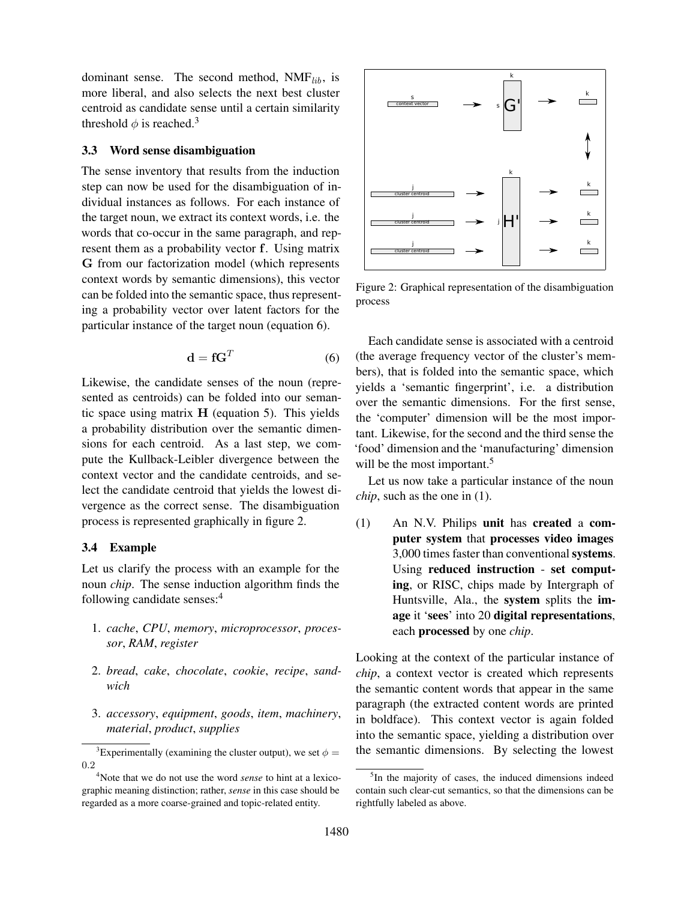dominant sense. The second method, $\text{NMF}_{lib}$, is more liberal, and also selects the next best cluster centroid as candidate sense until a certain similarity threshold $\phi$ is reached.[3]

### 3.3 Word sense disambiguation

The sense inventory that results from the induction step can now be used for the disambiguation of individual instances as follows. For each instance of the target noun, we extract its context words, i.e. the words that co-occur in the same paragraph, and represent them as a probability vector $\mathbf{f}$. Using matrix $\mathbf{G}$ from our factorization model (which represents context words by semantic dimensions), this vector can be folded into the semantic space, thus representing a probability vector over latent factors for the particular instance of the target noun (equation 6).

$$\mathbf{d} = \mathbf{f}\mathbf{G}^T \tag{6}$$

Likewise, the candidate senses of the noun (represented as centroids) can be folded into our semantic space using matrix $\mathbf{H}$ (equation 5). This yields a probability distribution over the semantic dimensions for each centroid. As a last step, we compute the Kullback-Leibler divergence between the context vector and the candidate centroids, and select the candidate centroid that yields the lowest divergence as the correct sense. The disambiguation process is represented graphically in figure 2.

### 3.4 Example

Let us clarify the process with an example for the noun *chip*. The sense induction algorithm finds the following candidate senses:[4]

1. *cache*, *CPU*, *memory*, *microprocessor*, *processor*, *RAM*, *register*
2. *bread*, *cake*, *chocolate*, *cookie*, *recipe*, *sandwich*
3. *accessory*, *equipment*, *goods*, *item*, *machinery*, *material*, *product*, *supplies*

Figure 2: Graphical representation of the disambiguation process

Each candidate sense is associated with a centroid (the average frequency vector of the cluster's members), that is folded into the semantic space, which yields a 'semantic fingerprint', i.e. a distribution over the semantic dimensions. For the first sense, the 'computer' dimension will be the most important. Likewise, for the second and the third sense the 'food' dimension and the 'manufacturing' dimension will be the most important.[5]

Let us now take a particular instance of the noun *chip*, such as the one in (1).

(1) An N.V. Philips **unit** has **created** a **computer system** that **processes video images** 3,000 times faster than conventional **systems**. Using **reduced instruction** - **set computing**, or RISC, chips made by Intergraph of Huntsville, Ala., the **system** splits the **image** it '**sees**' into 20 **digital representations**, each **processed** by one *chip*.

Looking at the context of the particular instance of *chip*, a context vector is created which represents the semantic content words that appear in the same paragraph (the extracted content words are printed in boldface). This context vector is again folded into the semantic space, yielding a distribution over the semantic dimensions. By selecting the lowest

[3] Experimentally (examining the cluster output), we set $\phi = 0.2$

[4] Note that we do not use the word *sense* to hint at a lexicographic meaning distinction; rather, *sense* in this case should be regarded as a more coarse-grained and topic-related entity.

[5] In the majority of cases, the induced dimensions indeed contain such clear-cut semantics, so that the dimensions can be rightfully labeled as above.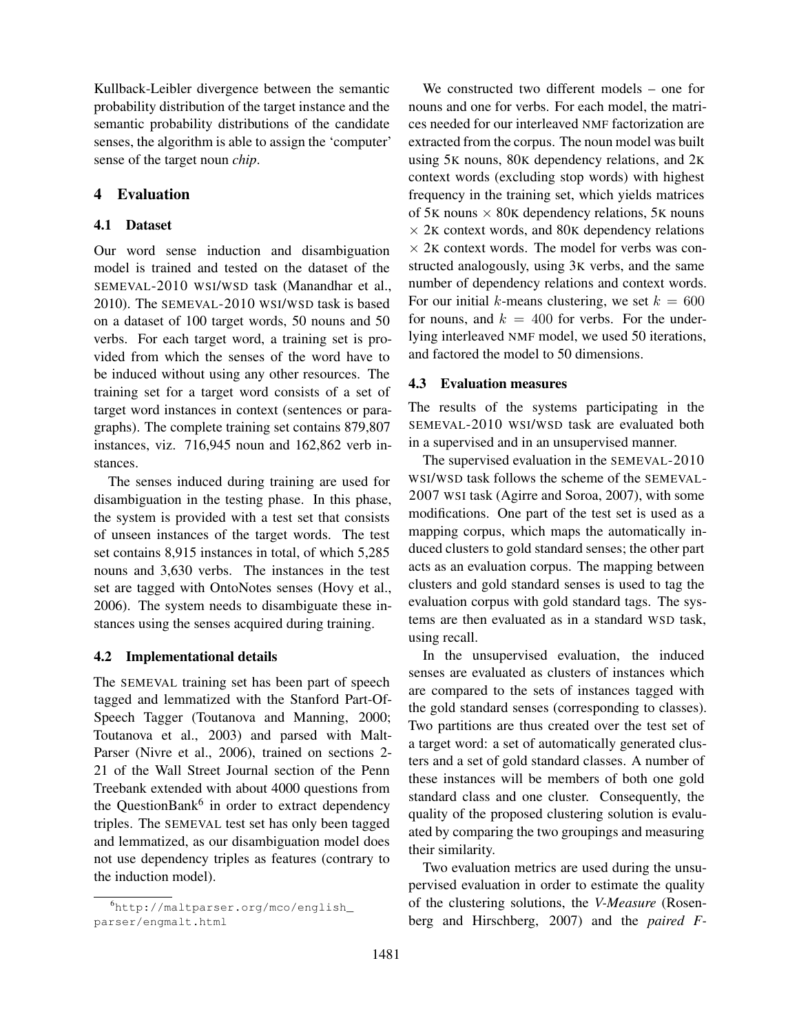Kullback-Leibler divergence between the semantic probability distribution of the target instance and the semantic probability distributions of the candidate senses, the algorithm is able to assign the 'computer' sense of the target noun *chip*.

## 4 Evaluation

### 4.1 Dataset

Our word sense induction and disambiguation model is trained and tested on the dataset of the SEMEVAL-2010 WSI/WSD task (Manandhar et al., 2010). The SEMEVAL-2010 WSI/WSD task is based on a dataset of 100 target words, 50 nouns and 50 verbs. For each target word, a training set is provided from which the senses of the word have to be induced without using any other resources. The training set for a target word consists of a set of target word instances in context (sentences or paragraphs). The complete training set contains 879,807 instances, viz. 716,945 noun and 162,862 verb instances.

The senses induced during training are used for disambiguation in the testing phase. In this phase, the system is provided with a test set that consists of unseen instances of the target words. The test set contains 8,915 instances in total, of which 5,285 nouns and 3,630 verbs. The instances in the test set are tagged with OntoNotes senses (Hovy et al., 2006). The system needs to disambiguate these instances using the senses acquired during training.

### 4.2 Implementational details

The SEMEVAL training set has been part of speech tagged and lemmatized with the Stanford Part-Of-Speech Tagger (Toutanova and Manning, 2000; Toutanova et al., 2003) and parsed with MaltParser (Nivre et al., 2006), trained on sections 2-21 of the Wall Street Journal section of the Penn Treebank extended with about 4000 questions from the QuestionBank[6] in order to extract dependency triples. The SEMEVAL test set has only been tagged and lemmatized, as our disambiguation model does not use dependency triples as features (contrary to the induction model).

[6] http://maltparser.org/mco/english_parser/engmalt.html

We constructed two different models – one for nouns and one for verbs. For each model, the matrices needed for our interleaved NMF factorization are extracted from the corpus. The noun model was built using 5K nouns, 80K dependency relations, and 2K context words (excluding stop words) with highest frequency in the training set, which yields matrices of 5K nouns $\times$ 80K dependency relations, 5K nouns $\times$ 2K context words, and 80K dependency relations $\times$ 2K context words. The model for verbs was constructed analogously, using 3K verbs, and the same number of dependency relations and context words. For our initial $k$-means clustering, we set $k = 600$ for nouns, and $k = 400$ for verbs. For the underlying interleaved NMF model, we used 50 iterations, and factored the model to 50 dimensions.

### 4.3 Evaluation measures

The results of the systems participating in the SEMEVAL-2010 WSI/WSD task are evaluated both in a supervised and in an unsupervised manner.

The supervised evaluation in the SEMEVAL-2010 WSI/WSD task follows the scheme of the SEMEVAL-2007 WSI task (Agirre and Soroa, 2007), with some modifications. One part of the test set is used as a mapping corpus, which maps the automatically induced clusters to gold standard senses; the other part acts as an evaluation corpus. The mapping between clusters and gold standard senses is used to tag the evaluation corpus with gold standard tags. The systems are then evaluated as in a standard WSD task, using recall.

In the unsupervised evaluation, the induced senses are evaluated as clusters of instances which are compared to the sets of instances tagged with the gold standard senses (corresponding to classes). Two partitions are thus created over the test set of a target word: a set of automatically generated clusters and a set of gold standard classes. A number of these instances will be members of both one gold standard class and one cluster. Consequently, the quality of the proposed clustering solution is evaluated by comparing the two groupings and measuring their similarity.

Two evaluation metrics are used during the unsupervised evaluation in order to estimate the quality of the clustering solutions, the *V-Measure* (Rosenberg and Hirschberg, 2007) and the *paired F-*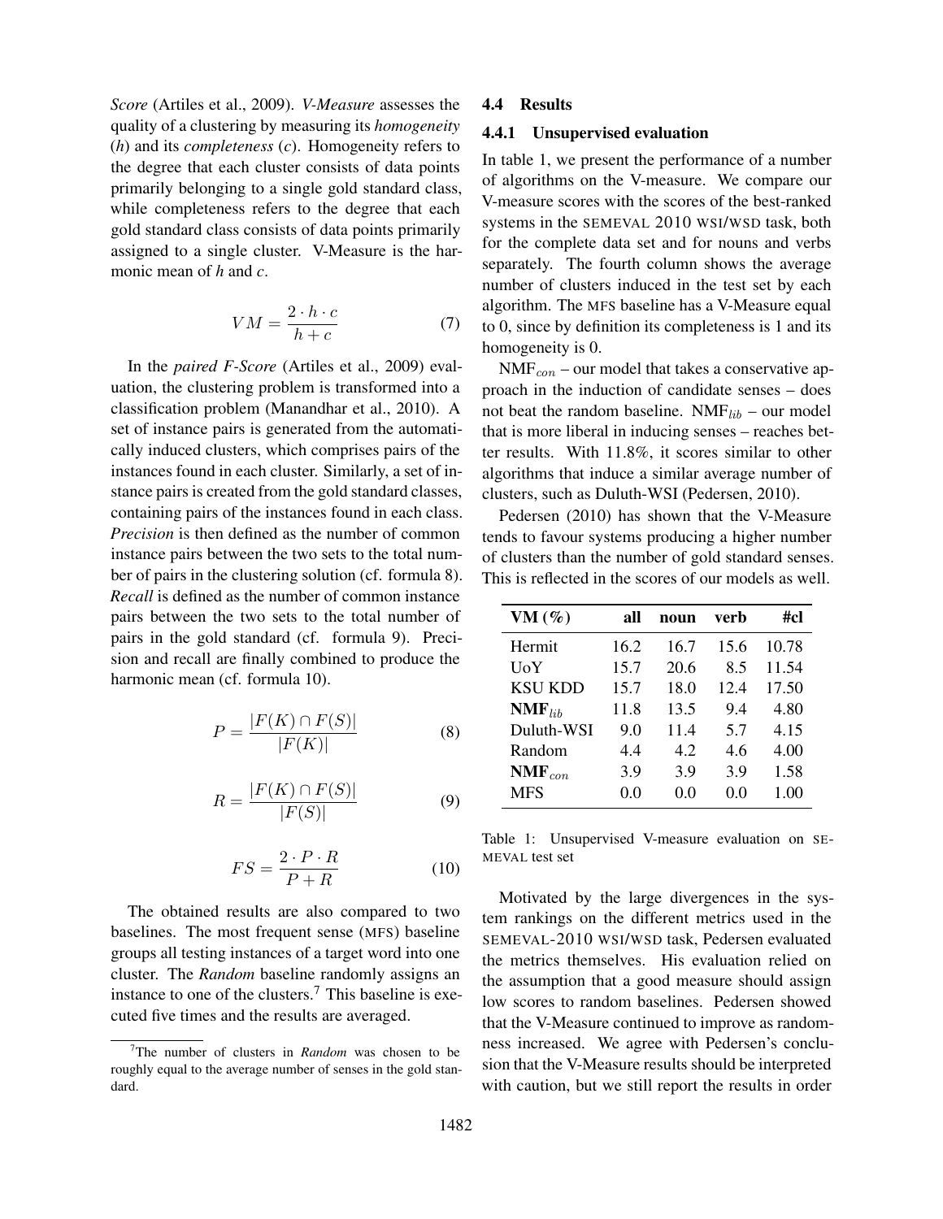*Score* (Artiles et al., 2009). *V-Measure* assesses the quality of a clustering by measuring its *homogeneity* ($h$) and its *completeness* ($c$). Homogeneity refers to the degree that each cluster consists of data points primarily belonging to a single gold standard class, while completeness refers to the degree that each gold standard class consists of data points primarily assigned to a single cluster. V-Measure is the harmonic mean of $h$ and $c$.

$$VM = \frac{2 \cdot h \cdot c}{h + c} \tag{7}$$

In the *paired F-Score* (Artiles et al., 2009) evaluation, the clustering problem is transformed into a classification problem (Manandhar et al., 2010). A set of instance pairs is generated from the automatically induced clusters, which comprises pairs of the instances found in each cluster. Similarly, a set of instance pairs is created from the gold standard classes, containing pairs of the instances found in each class. *Precision* is then defined as the number of common instance pairs between the two sets to the total number of pairs in the clustering solution (cf. formula 8). *Recall* is defined as the number of common instance pairs between the two sets to the total number of pairs in the gold standard (cf. formula 9). Precision and recall are finally combined to produce the harmonic mean (cf. formula 10).

$$P = \frac{|F(K) \cap F(S)|}{|F(K)|} \tag{8}$$

$$R = \frac{|F(K) \cap F(S)|}{|F(S)|} \tag{9}$$

$$FS = \frac{2 \cdot P \cdot R}{P + R} \tag{10}$$

The obtained results are also compared to two baselines. The most frequent sense (MFS) baseline groups all testing instances of a target word into one cluster. The *Random* baseline randomly assigns an instance to one of the clusters.[7] This baseline is executed five times and the results are averaged.

[7] The number of clusters in *Random* was chosen to be roughly equal to the average number of senses in the gold standard.

### 4.4 Results

#### 4.4.1 Unsupervised evaluation

In table 1, we present the performance of a number of algorithms on the V-measure. We compare our V-measure scores with the scores of the best-ranked systems in the SEMEVAL 2010 WSI/WSD task, both for the complete data set and for nouns and verbs separately. The fourth column shows the average number of clusters induced in the test set by each algorithm. The MFS baseline has a V-Measure equal to 0, since by definition its completeness is 1 and its homogeneity is 0.

NMF$_{con}$ – our model that takes a conservative approach in the induction of candidate senses – does not beat the random baseline. NMF$_{lib}$ – our model that is more liberal in inducing senses – reaches better results. With 11.8%, it scores similar to other algorithms that induce a similar average number of clusters, such as Duluth-WSI (Pedersen, 2010).

Pedersen (2010) has shown that the V-Measure tends to favour systems producing a higher number of clusters than the number of gold standard senses. This is reflected in the scores of our models as well.

| VM (%) | all | noun | verb | #cl |
|---|---|---|---|---|
| Hermit | 16.2 | 16.7 | 15.6 | 10.78 |
| UoY | 15.7 | 20.6 | 8.5 | 11.54 |
| KSU KDD | 15.7 | 18.0 | 12.4 | 17.50 |
| **NMF$_{lib}$** | 11.8 | 13.5 | 9.4 | 4.80 |
| Duluth-WSI | 9.0 | 11.4 | 5.7 | 4.15 |
| Random | 4.4 | 4.2 | 4.6 | 4.00 |
| **NMF$_{con}$** | 3.9 | 3.9 | 3.9 | 1.58 |
| MFS | 0.0 | 0.0 | 0.0 | 1.00 |

Table 1: Unsupervised V-measure evaluation on SEMEVAL test set

Motivated by the large divergences in the system rankings on the different metrics used in the SEMEVAL-2010 WSI/WSD task, Pedersen evaluated the metrics themselves. His evaluation relied on the assumption that a good measure should assign low scores to random baselines. Pedersen showed that the V-Measure continued to improve as randomness increased. We agree with Pedersen's conclusion that the V-Measure results should be interpreted with caution, but we still report the results in order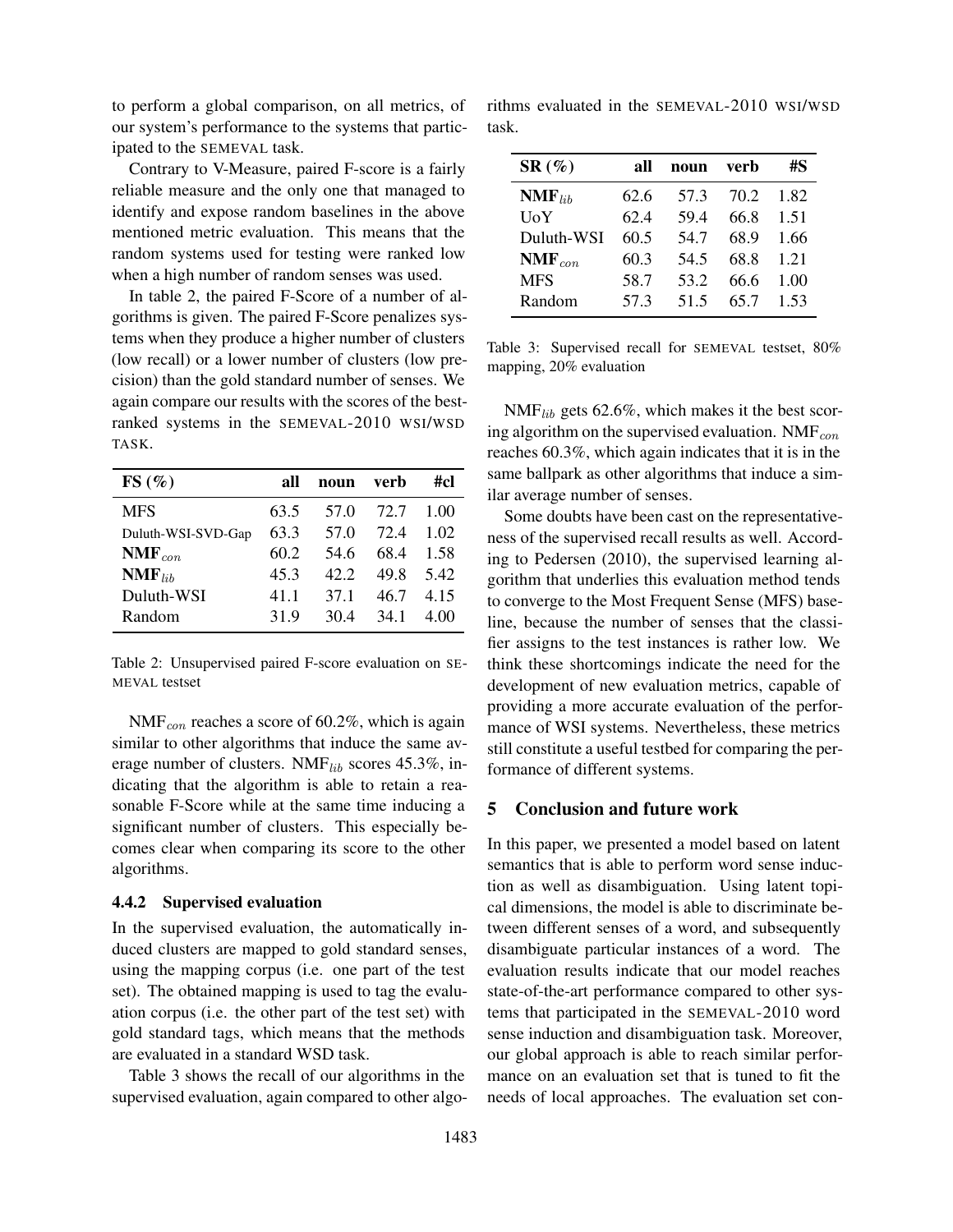to perform a global comparison, on all metrics, of our system's performance to the systems that participated to the SEMEVAL task.

Contrary to V-Measure, paired F-score is a fairly reliable measure and the only one that managed to identify and expose random baselines in the above mentioned metric evaluation. This means that the random systems used for testing were ranked low when a high number of random senses was used.

In table 2, the paired F-Score of a number of algorithms is given. The paired F-Score penalizes systems when they produce a higher number of clusters (low recall) or a lower number of clusters (low precision) than the gold standard number of senses. We again compare our results with the scores of the best-ranked systems in the SEMEVAL-2010 WSI/WSD TASK.

| FS (%) | all | noun | verb | #cl |
|---|---|---|---|---|
| MFS | 63.5 | 57.0 | 72.7 | 1.00 |
| Duluth-WSI-SVD-Gap | 63.3 | 57.0 | 72.4 | 1.02 |
| **NMF**$_{con}$ | 60.2 | 54.6 | 68.4 | 1.58 |
| **NMF**$_{lib}$ | 45.3 | 42.2 | 49.8 | 5.42 |
| Duluth-WSI | 41.1 | 37.1 | 46.7 | 4.15 |
| Random | 31.9 | 30.4 | 34.1 | 4.00 |

Table 2: Unsupervised paired F-score evaluation on SEMEVAL testset

NMF$_{con}$ reaches a score of 60.2%, which is again similar to other algorithms that induce the same average number of clusters. NMF$_{lib}$ scores 45.3%, indicating that the algorithm is able to retain a reasonable F-Score while at the same time inducing a significant number of clusters. This especially becomes clear when comparing its score to the other algorithms.

#### 4.4.2 Supervised evaluation

In the supervised evaluation, the automatically induced clusters are mapped to gold standard senses, using the mapping corpus (i.e. one part of the test set). The obtained mapping is used to tag the evaluation corpus (i.e. the other part of the test set) with gold standard tags, which means that the methods are evaluated in a standard WSD task.

Table 3 shows the recall of our algorithms in the supervised evaluation, again compared to other algorithms evaluated in the SEMEVAL-2010 WSI/WSD task.

| SR (%) | all | noun | verb | #S |
|---|---|---|---|---|
| **NMF**$_{lib}$ | 62.6 | 57.3 | 70.2 | 1.82 |
| UoY | 62.4 | 59.4 | 66.8 | 1.51 |
| Duluth-WSI | 60.5 | 54.7 | 68.9 | 1.66 |
| **NMF**$_{con}$ | 60.3 | 54.5 | 68.8 | 1.21 |
| MFS | 58.7 | 53.2 | 66.6 | 1.00 |
| Random | 57.3 | 51.5 | 65.7 | 1.53 |

Table 3: Supervised recall for SEMEVAL testset, 80% mapping, 20% evaluation

NMF$_{lib}$ gets 62.6%, which makes it the best scoring algorithm on the supervised evaluation. NMF$_{con}$ reaches 60.3%, which again indicates that it is in the same ballpark as other algorithms that induce a similar average number of senses.

Some doubts have been cast on the representativeness of the supervised recall results as well. According to Pedersen (2010), the supervised learning algorithm that underlies this evaluation method tends to converge to the Most Frequent Sense (MFS) baseline, because the number of senses that the classifier assigns to the test instances is rather low. We think these shortcomings indicate the need for the development of new evaluation metrics, capable of providing a more accurate evaluation of the performance of WSI systems. Nevertheless, these metrics still constitute a useful testbed for comparing the performance of different systems.

## 5 Conclusion and future work

In this paper, we presented a model based on latent semantics that is able to perform word sense induction as well as disambiguation. Using latent topical dimensions, the model is able to discriminate between different senses of a word, and subsequently disambiguate particular instances of a word. The evaluation results indicate that our model reaches state-of-the-art performance compared to other systems that participated in the SEMEVAL-2010 word sense induction and disambiguation task. Moreover, our global approach is able to reach similar performance on an evaluation set that is tuned to fit the needs of local approaches. The evaluation set con-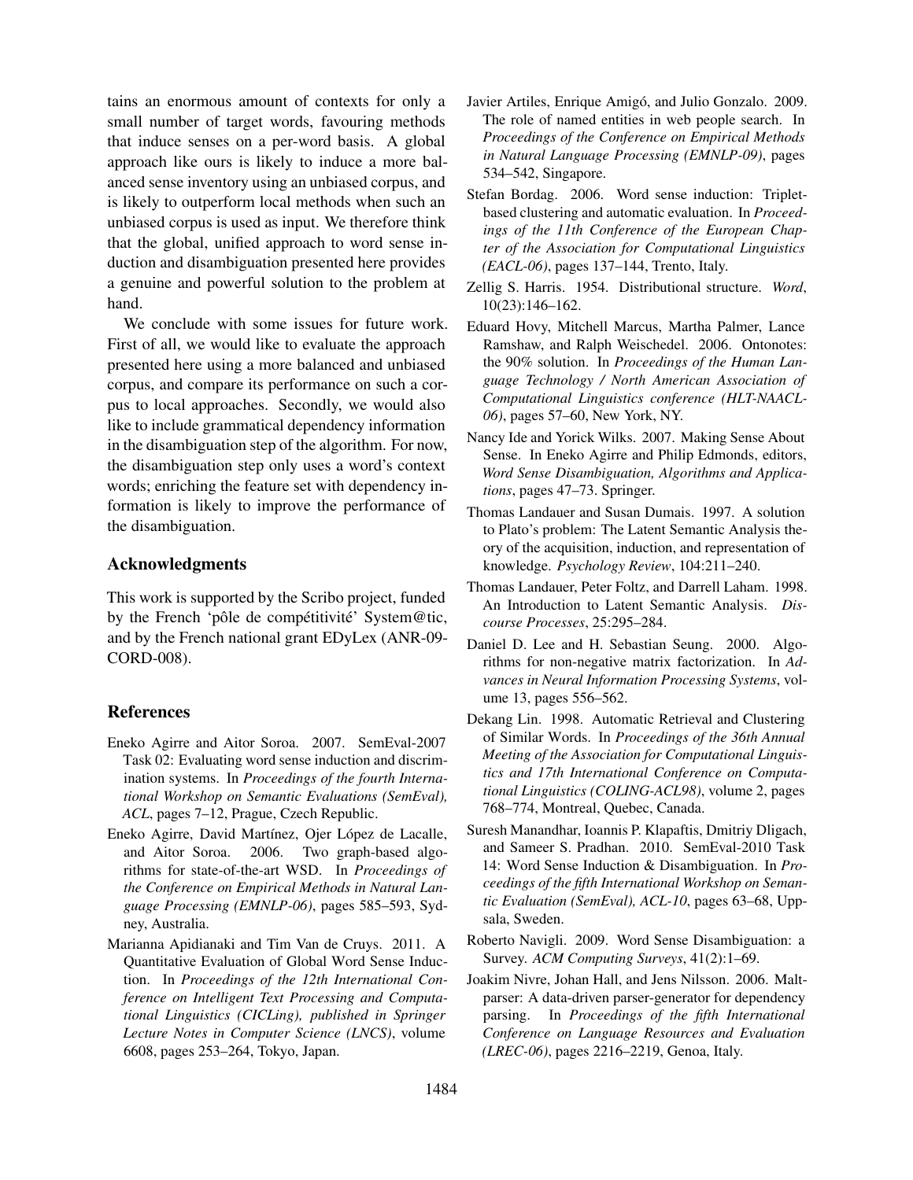tains an enormous amount of contexts for only a small number of target words, favouring methods that induce senses on a per-word basis. A global approach like ours is likely to induce a more balanced sense inventory using an unbiased corpus, and is likely to outperform local methods when such an unbiased corpus is used as input. We therefore think that the global, unified approach to word sense induction and disambiguation presented here provides a genuine and powerful solution to the problem at hand.

We conclude with some issues for future work. First of all, we would like to evaluate the approach presented here using a more balanced and unbiased corpus, and compare its performance on such a corpus to local approaches. Secondly, we would also like to include grammatical dependency information in the disambiguation step of the algorithm. For now, the disambiguation step only uses a word's context words; enriching the feature set with dependency information is likely to improve the performance of the disambiguation.

## Acknowledgments

This work is supported by the Scribo project, funded by the French 'pôle de compétitivité' System@tic, and by the French national grant EDyLex (ANR-09-CORD-008).

## References

Eneko Agirre and Aitor Soroa. 2007. SemEval-2007 Task 02: Evaluating word sense induction and discrimination systems. In *Proceedings of the fourth International Workshop on Semantic Evaluations (SemEval), ACL*, pages 7–12, Prague, Czech Republic.

Eneko Agirre, David Martínez, Ojer López de Lacalle, and Aitor Soroa. 2006. Two graph-based algorithms for state-of-the-art WSD. In *Proceedings of the Conference on Empirical Methods in Natural Language Processing (EMNLP-06)*, pages 585–593, Sydney, Australia.

Marianna Apidianaki and Tim Van de Cruys. 2011. A Quantitative Evaluation of Global Word Sense Induction. In *Proceedings of the 12th International Conference on Intelligent Text Processing and Computational Linguistics (CICLing), published in Springer Lecture Notes in Computer Science (LNCS)*, volume 6608, pages 253–264, Tokyo, Japan.

Javier Artiles, Enrique Amigó, and Julio Gonzalo. 2009. The role of named entities in web people search. In *Proceedings of the Conference on Empirical Methods in Natural Language Processing (EMNLP-09)*, pages 534–542, Singapore.

Stefan Bordag. 2006. Word sense induction: Triplet-based clustering and automatic evaluation. In *Proceedings of the 11th Conference of the European Chapter of the Association for Computational Linguistics (EACL-06)*, pages 137–144, Trento, Italy.

Zellig S. Harris. 1954. Distributional structure. *Word*, 10(23):146–162.

Eduard Hovy, Mitchell Marcus, Martha Palmer, Lance Ramshaw, and Ralph Weischedel. 2006. Ontonotes: the 90% solution. In *Proceedings of the Human Language Technology / North American Association of Computational Linguistics conference (HLT-NAACL-06)*, pages 57–60, New York, NY.

Nancy Ide and Yorick Wilks. 2007. Making Sense About Sense. In Eneko Agirre and Philip Edmonds, editors, *Word Sense Disambiguation, Algorithms and Applications*, pages 47–73. Springer.

Thomas Landauer and Susan Dumais. 1997. A solution to Plato's problem: The Latent Semantic Analysis theory of the acquisition, induction, and representation of knowledge. *Psychology Review*, 104:211–240.

Thomas Landauer, Peter Foltz, and Darrell Laham. 1998. An Introduction to Latent Semantic Analysis. *Discourse Processes*, 25:295–284.

Daniel D. Lee and H. Sebastian Seung. 2000. Algorithms for non-negative matrix factorization. In *Advances in Neural Information Processing Systems*, volume 13, pages 556–562.

Dekang Lin. 1998. Automatic Retrieval and Clustering of Similar Words. In *Proceedings of the 36th Annual Meeting of the Association for Computational Linguistics and 17th International Conference on Computational Linguistics (COLING-ACL98)*, volume 2, pages 768–774, Montreal, Quebec, Canada.

Suresh Manandhar, Ioannis P. Klapaftis, Dmitriy Dligach, and Sameer S. Pradhan. 2010. SemEval-2010 Task 14: Word Sense Induction & Disambiguation. In *Proceedings of the fifth International Workshop on Semantic Evaluation (SemEval), ACL-10*, pages 63–68, Uppsala, Sweden.

Roberto Navigli. 2009. Word Sense Disambiguation: a Survey. *ACM Computing Surveys*, 41(2):1–69.

Joakim Nivre, Johan Hall, and Jens Nilsson. 2006. Maltparser: A data-driven parser-generator for dependency parsing. In *Proceedings of the fifth International Conference on Language Resources and Evaluation (LREC-06)*, pages 2216–2219, Genoa, Italy.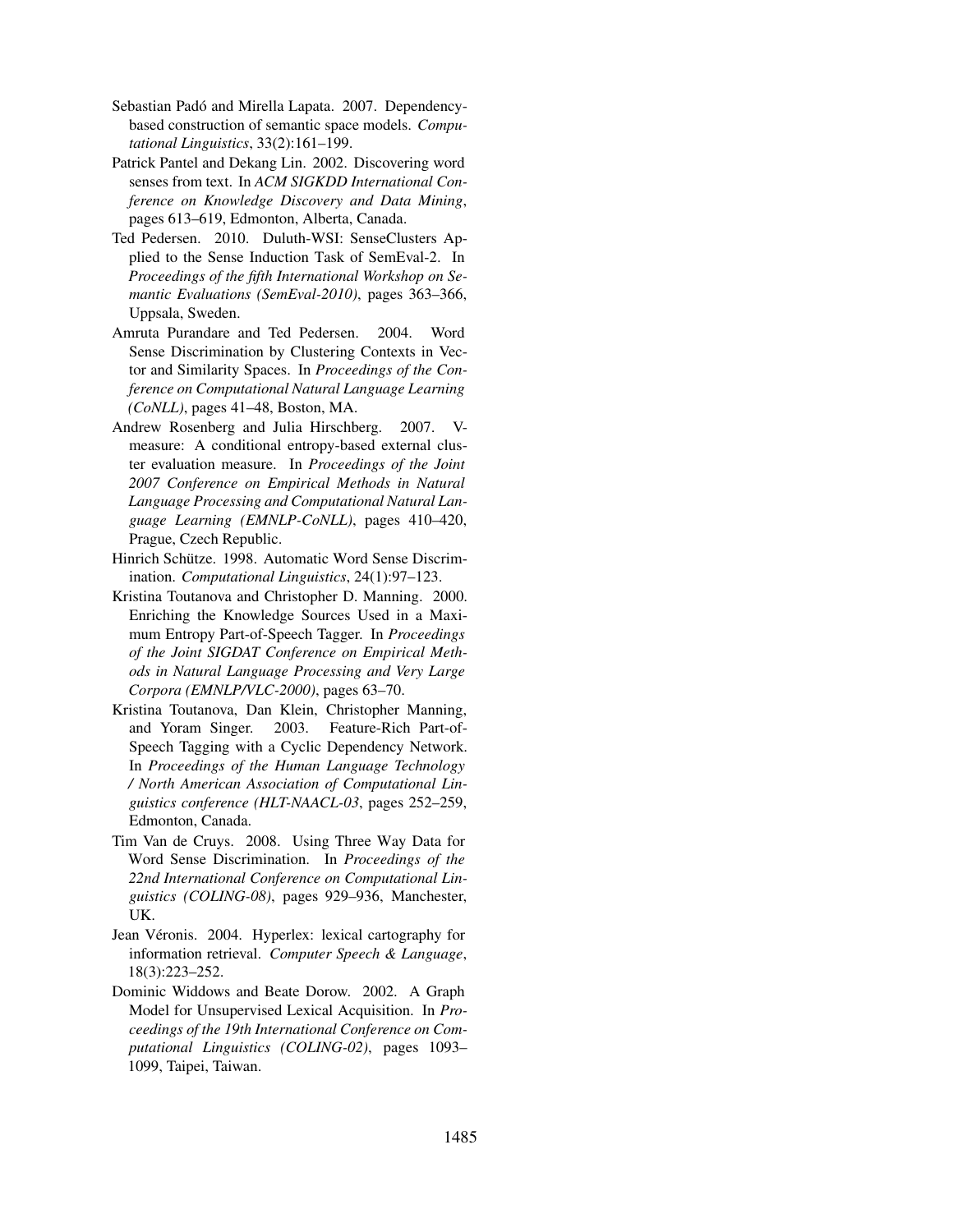Sebastian Padó and Mirella Lapata. 2007. Dependency-based construction of semantic space models. *Computational Linguistics*, 33(2):161–199.

Patrick Pantel and Dekang Lin. 2002. Discovering word senses from text. In *ACM SIGKDD International Conference on Knowledge Discovery and Data Mining*, pages 613–619, Edmonton, Alberta, Canada.

Ted Pedersen. 2010. Duluth-WSI: SenseClusters Applied to the Sense Induction Task of SemEval-2. In *Proceedings of the fifth International Workshop on Semantic Evaluations (SemEval-2010)*, pages 363–366, Uppsala, Sweden.

Amruta Purandare and Ted Pedersen. 2004. Word Sense Discrimination by Clustering Contexts in Vector and Similarity Spaces. In *Proceedings of the Conference on Computational Natural Language Learning (CoNLL)*, pages 41–48, Boston, MA.

Andrew Rosenberg and Julia Hirschberg. 2007. V-measure: A conditional entropy-based external cluster evaluation measure. In *Proceedings of the Joint 2007 Conference on Empirical Methods in Natural Language Processing and Computational Natural Language Learning (EMNLP-CoNLL)*, pages 410–420, Prague, Czech Republic.

Hinrich Schütze. 1998. Automatic Word Sense Discrimination. *Computational Linguistics*, 24(1):97–123.

Kristina Toutanova and Christopher D. Manning. 2000. Enriching the Knowledge Sources Used in a Maximum Entropy Part-of-Speech Tagger. In *Proceedings of the Joint SIGDAT Conference on Empirical Methods in Natural Language Processing and Very Large Corpora (EMNLP/VLC-2000)*, pages 63–70.

Kristina Toutanova, Dan Klein, Christopher Manning, and Yoram Singer. 2003. Feature-Rich Part-of-Speech Tagging with a Cyclic Dependency Network. In *Proceedings of the Human Language Technology / North American Association of Computational Linguistics conference (HLT-NAACL-03*, pages 252–259, Edmonton, Canada.

Tim Van de Cruys. 2008. Using Three Way Data for Word Sense Discrimination. In *Proceedings of the 22nd International Conference on Computational Linguistics (COLING-08)*, pages 929–936, Manchester, UK.

Jean Véronis. 2004. Hyperlex: lexical cartography for information retrieval. *Computer Speech & Language*, 18(3):223–252.

Dominic Widdows and Beate Dorow. 2002. A Graph Model for Unsupervised Lexical Acquisition. In *Proceedings of the 19th International Conference on Computational Linguistics (COLING-02)*, pages 1093–1099, Taipei, Taiwan.